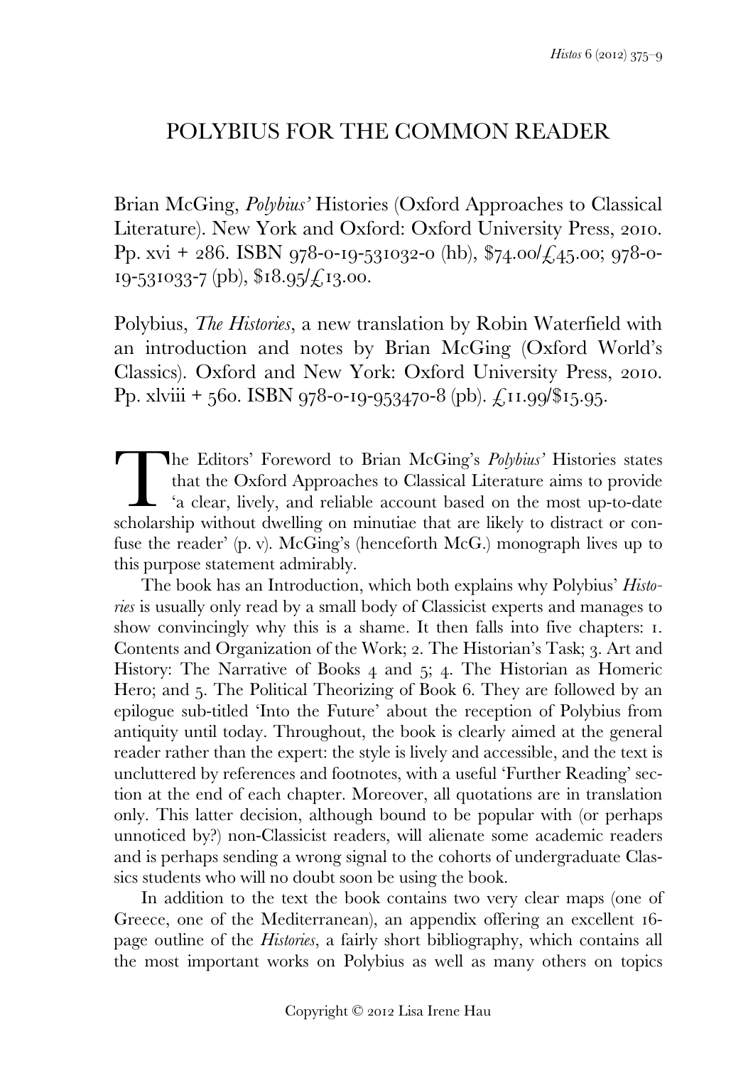# POLYBIUS FOR THE COMMON READER

Brian McGing, *Polybius'* Histories (Oxford Approaches to Classical Literature). New York and Oxford: Oxford University Press, 2010. Pp. xvi + 286. ISBN 978-0-19-531032-0 (hb), $74.00/£45.00; 978-0-19-531033-7 (pb), $18.95/£13.00.

Polybius, *The Histories*, a new translation by Robin Waterfield with an introduction and notes by Brian McGing (Oxford World's Classics). Oxford and New York: Oxford University Press, 2010. Pp. xlviii + 560. ISBN 978-0-19-953470-8 (pb). £11.99/$15.95.

The Editors' Foreword to Brian McGing's *Polybius'* Histories states that the Oxford Approaches to Classical Literature aims to provide 'a clear, lively, and reliable account based on the most up-to-date scholarship without dwelling on minutiae that are likely to distract or confuse the reader' (p. v). McGing's (henceforth McG.) monograph lives up to this purpose statement admirably.

The book has an Introduction, which both explains why Polybius' *Histories* is usually only read by a small body of Classicist experts and manages to show convincingly why this is a shame. It then falls into five chapters: 1. Contents and Organization of the Work; 2. The Historian's Task; 3. Art and History: The Narrative of Books 4 and 5; 4. The Historian as Homeric Hero; and 5. The Political Theorizing of Book 6. They are followed by an epilogue sub-titled 'Into the Future' about the reception of Polybius from antiquity until today. Throughout, the book is clearly aimed at the general reader rather than the expert: the style is lively and accessible, and the text is uncluttered by references and footnotes, with a useful 'Further Reading' section at the end of each chapter. Moreover, all quotations are in translation only. This latter decision, although bound to be popular with (or perhaps unnoticed by?) non-Classicist readers, will alienate some academic readers and is perhaps sending a wrong signal to the cohorts of undergraduate Classics students who will no doubt soon be using the book.

In addition to the text the book contains two very clear maps (one of Greece, one of the Mediterranean), an appendix offering an excellent 16-page outline of the *Histories*, a fairly short bibliography, which contains all the most important works on Polybius as well as many others on topics

Copyright © 2012 Lisa Irene Hau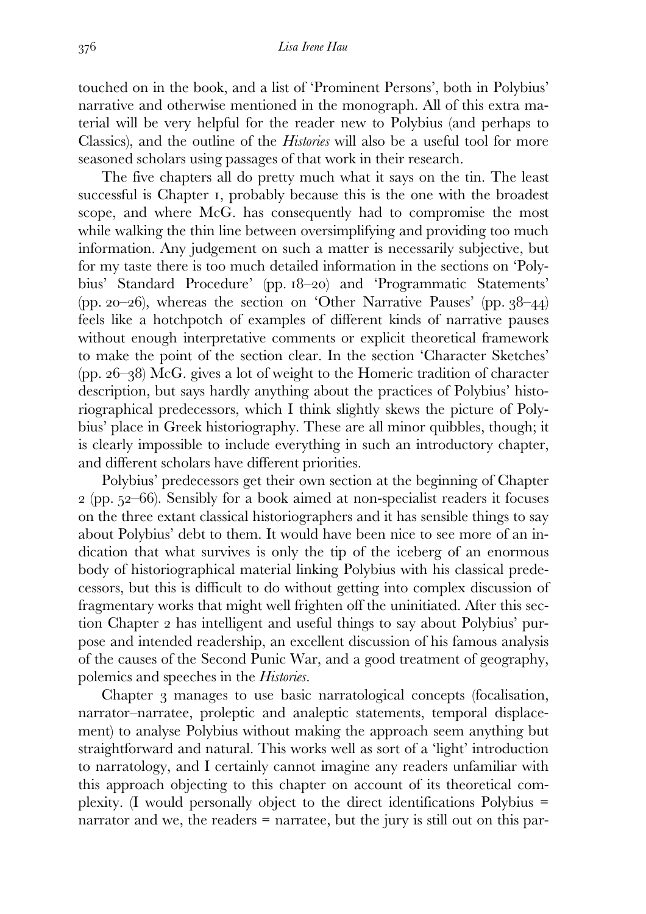touched on in the book, and a list of 'Prominent Persons', both in Polybius' narrative and otherwise mentioned in the monograph. All of this extra material will be very helpful for the reader new to Polybius (and perhaps to Classics), and the outline of the *Histories* will also be a useful tool for more seasoned scholars using passages of that work in their research.

The five chapters all do pretty much what it says on the tin. The least successful is Chapter 1, probably because this is the one with the broadest scope, and where McG. has consequently had to compromise the most while walking the thin line between oversimplifying and providing too much information. Any judgement on such a matter is necessarily subjective, but for my taste there is too much detailed information in the sections on 'Polybius' Standard Procedure' (pp. 18–20) and 'Programmatic Statements' (pp. 20–26), whereas the section on 'Other Narrative Pauses' (pp. 38–44) feels like a hotchpotch of examples of different kinds of narrative pauses without enough interpretative comments or explicit theoretical framework to make the point of the section clear. In the section 'Character Sketches' (pp. 26–38) McG. gives a lot of weight to the Homeric tradition of character description, but says hardly anything about the practices of Polybius' historiographical predecessors, which I think slightly skews the picture of Polybius' place in Greek historiography. These are all minor quibbles, though; it is clearly impossible to include everything in such an introductory chapter, and different scholars have different priorities.

Polybius' predecessors get their own section at the beginning of Chapter 2 (pp. 52–66). Sensibly for a book aimed at non-specialist readers it focuses on the three extant classical historiographers and it has sensible things to say about Polybius' debt to them. It would have been nice to see more of an indication that what survives is only the tip of the iceberg of an enormous body of historiographical material linking Polybius with his classical predecessors, but this is difficult to do without getting into complex discussion of fragmentary works that might well frighten off the uninitiated. After this section Chapter 2 has intelligent and useful things to say about Polybius' purpose and intended readership, an excellent discussion of his famous analysis of the causes of the Second Punic War, and a good treatment of geography, polemics and speeches in the *Histories*.

Chapter 3 manages to use basic narratological concepts (focalisation, narrator–narratee, proleptic and analeptic statements, temporal displacement) to analyse Polybius without making the approach seem anything but straightforward and natural. This works well as sort of a 'light' introduction to narratology, and I certainly cannot imagine any readers unfamiliar with this approach objecting to this chapter on account of its theoretical complexity. (I would personally object to the direct identifications Polybius = narrator and we, the readers = narratee, but the jury is still out on this par-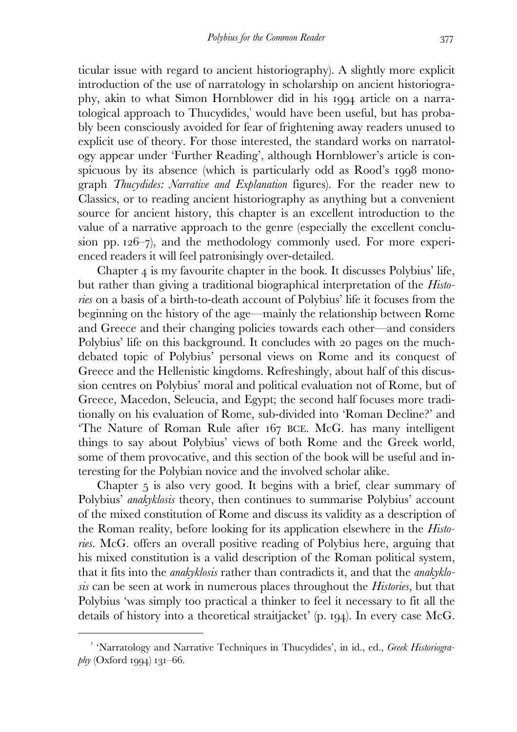ticular issue with regard to ancient historiography). A slightly more explicit introduction of the use of narratology in scholarship on ancient historiography, akin to what Simon Hornblower did in his 1994 article on a narratological approach to Thucydides,[1] would have been useful, but has probably been consciously avoided for fear of frightening away readers unused to explicit use of theory. For those interested, the standard works on narratology appear under 'Further Reading', although Hornblower's article is conspicuous by its absence (which is particularly odd as Rood's 1998 monograph *Thucydides: Narrative and Explanation* figures). For the reader new to Classics, or to reading ancient historiography as anything but a convenient source for ancient history, this chapter is an excellent introduction to the value of a narrative approach to the genre (especially the excellent conclusion pp. 126–7), and the methodology commonly used. For more experienced readers it will feel patronisingly over-detailed.

Chapter 4 is my favourite chapter in the book. It discusses Polybius' life, but rather than giving a traditional biographical interpretation of the *Histories* on a basis of a birth-to-death account of Polybius' life it focuses from the beginning on the history of the age—mainly the relationship between Rome and Greece and their changing policies towards each other—and considers Polybius' life on this background. It concludes with 20 pages on the much-debated topic of Polybius' personal views on Rome and its conquest of Greece and the Hellenistic kingdoms. Refreshingly, about half of this discussion centres on Polybius' moral and political evaluation not of Rome, but of Greece, Macedon, Seleucia, and Egypt; the second half focuses more traditionally on his evaluation of Rome, sub-divided into 'Roman Decline?' and 'The Nature of Roman Rule after 167 BCE. McG. has many intelligent things to say about Polybius' views of both Rome and the Greek world, some of them provocative, and this section of the book will be useful and interesting for the Polybian novice and the involved scholar alike.

Chapter 5 is also very good. It begins with a brief, clear summary of Polybius' *anakyklosis* theory, then continues to summarise Polybius' account of the mixed constitution of Rome and discuss its validity as a description of the Roman reality, before looking for its application elsewhere in the *Histories*. McG. offers an overall positive reading of Polybius here, arguing that his mixed constitution is a valid description of the Roman political system, that it fits into the *anakyklosis* rather than contradicts it, and that the *anakyklosis* can be seen at work in numerous places throughout the *Histories*, but that Polybius 'was simply too practical a thinker to feel it necessary to fit all the details of history into a theoretical straitjacket' (p. 194). In every case McG.

[1] 'Narratology and Narrative Techniques in Thucydides', in id., ed., *Greek Historiography* (Oxford 1994) 131–66.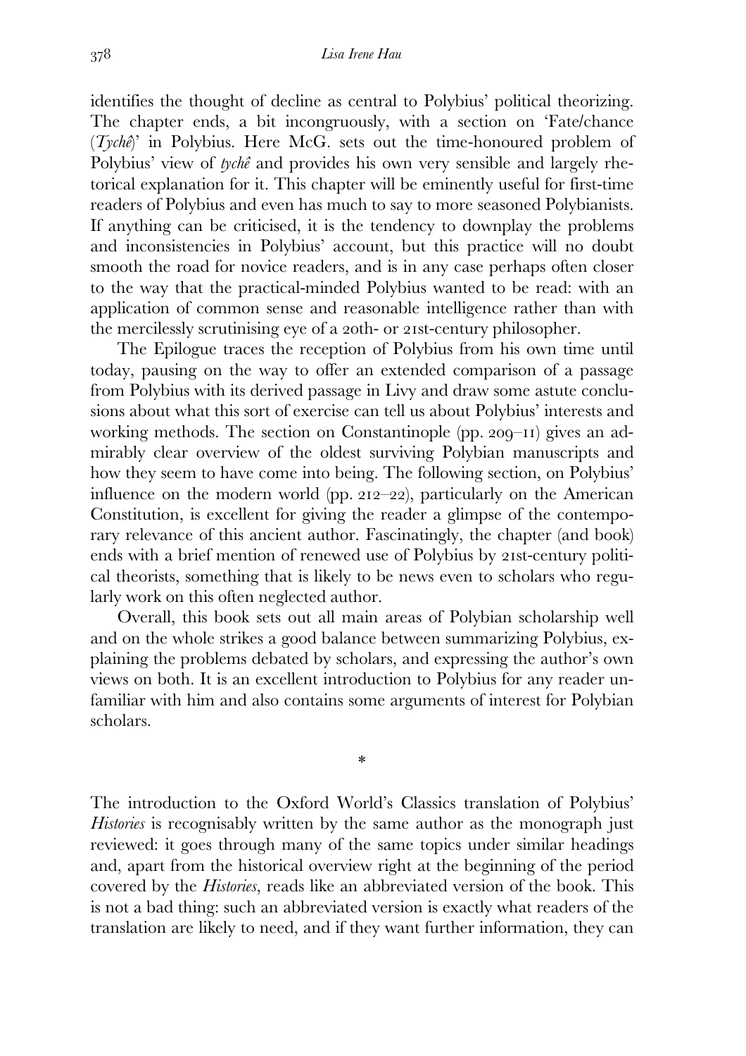identifies the thought of decline as central to Polybius' political theorizing. The chapter ends, a bit incongruously, with a section on 'Fate/chance (*Tychê*)' in Polybius. Here McG. sets out the time-honoured problem of Polybius' view of *tychê* and provides his own very sensible and largely rhetorical explanation for it. This chapter will be eminently useful for first-time readers of Polybius and even has much to say to more seasoned Polybianists. If anything can be criticised, it is the tendency to downplay the problems and inconsistencies in Polybius' account, but this practice will no doubt smooth the road for novice readers, and is in any case perhaps often closer to the way that the practical-minded Polybius wanted to be read: with an application of common sense and reasonable intelligence rather than with the mercilessly scrutinising eye of a 20th- or 21st-century philosopher.

The Epilogue traces the reception of Polybius from his own time until today, pausing on the way to offer an extended comparison of a passage from Polybius with its derived passage in Livy and draw some astute conclusions about what this sort of exercise can tell us about Polybius' interests and working methods. The section on Constantinople (pp. 209–11) gives an admirably clear overview of the oldest surviving Polybian manuscripts and how they seem to have come into being. The following section, on Polybius' influence on the modern world (pp. 212–22), particularly on the American Constitution, is excellent for giving the reader a glimpse of the contemporary relevance of this ancient author. Fascinatingly, the chapter (and book) ends with a brief mention of renewed use of Polybius by 21st-century political theorists, something that is likely to be news even to scholars who regularly work on this often neglected author.

Overall, this book sets out all main areas of Polybian scholarship well and on the whole strikes a good balance between summarizing Polybius, explaining the problems debated by scholars, and expressing the author's own views on both. It is an excellent introduction to Polybius for any reader unfamiliar with him and also contains some arguments of interest for Polybian scholars.

*

The introduction to the Oxford World's Classics translation of Polybius' *Histories* is recognisably written by the same author as the monograph just reviewed: it goes through many of the same topics under similar headings and, apart from the historical overview right at the beginning of the period covered by the *Histories*, reads like an abbreviated version of the book. This is not a bad thing: such an abbreviated version is exactly what readers of the translation are likely to need, and if they want further information, they can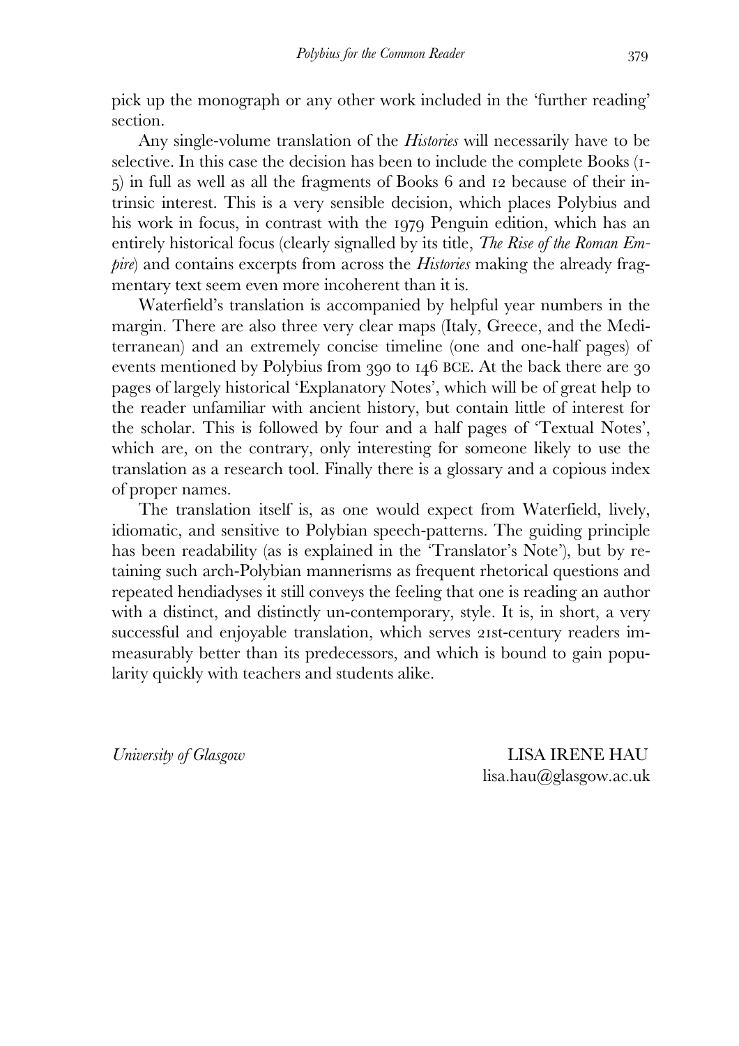pick up the monograph or any other work included in the 'further reading' section.

Any single-volume translation of the *Histories* will necessarily have to be selective. In this case the decision has been to include the complete Books (1-5) in full as well as all the fragments of Books 6 and 12 because of their intrinsic interest. This is a very sensible decision, which places Polybius and his work in focus, in contrast with the 1979 Penguin edition, which has an entirely historical focus (clearly signalled by its title, *The Rise of the Roman Empire*) and contains excerpts from across the *Histories* making the already fragmentary text seem even more incoherent than it is.

Waterfield's translation is accompanied by helpful year numbers in the margin. There are also three very clear maps (Italy, Greece, and the Mediterranean) and an extremely concise timeline (one and one-half pages) of events mentioned by Polybius from 390 to 146 BCE. At the back there are 30 pages of largely historical 'Explanatory Notes', which will be of great help to the reader unfamiliar with ancient history, but contain little of interest for the scholar. This is followed by four and a half pages of 'Textual Notes', which are, on the contrary, only interesting for someone likely to use the translation as a research tool. Finally there is a glossary and a copious index of proper names.

The translation itself is, as one would expect from Waterfield, lively, idiomatic, and sensitive to Polybian speech-patterns. The guiding principle has been readability (as is explained in the 'Translator's Note'), but by retaining such arch-Polybian mannerisms as frequent rhetorical questions and repeated hendiadyses it still conveys the feeling that one is reading an author with a distinct, and distinctly un-contemporary, style. It is, in short, a very successful and enjoyable translation, which serves 21st-century readers immeasurably better than its predecessors, and which is bound to gain popularity quickly with teachers and students alike.

*University of Glasgow*

LISA IRENE HAU
lisa.hau@glasgow.ac.uk